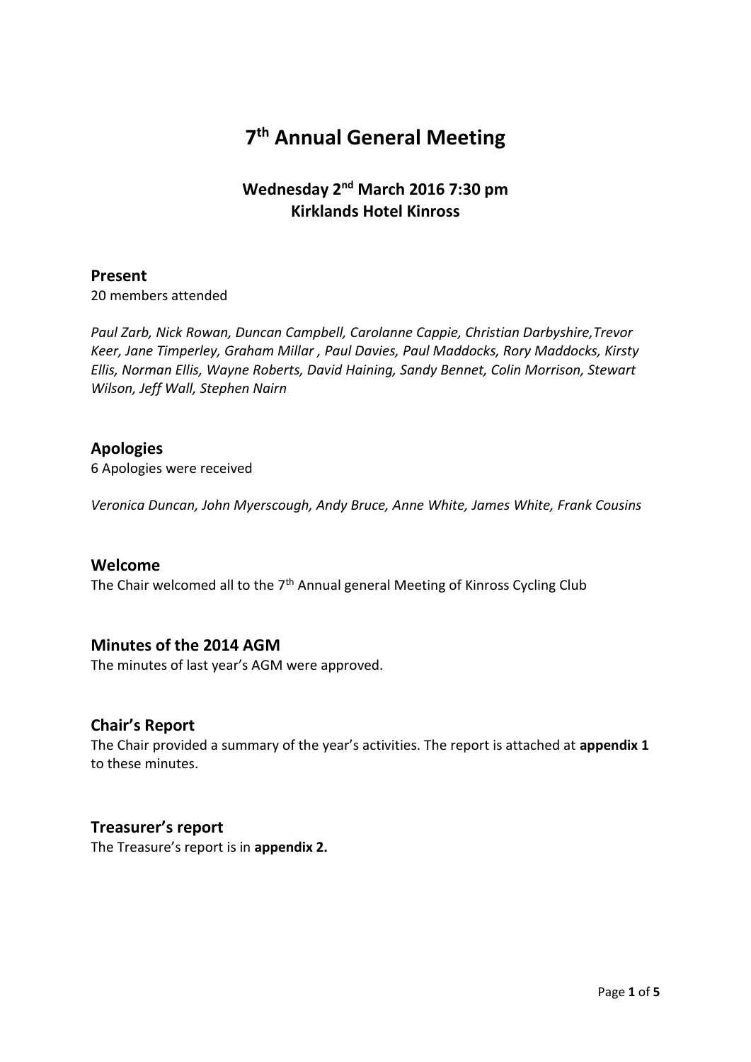# 7th Annual General Meeting

## Wednesday 2nd March 2016 7:30 pm
## Kirklands Hotel Kinross

### Present

20 members attended

*Paul Zarb, Nick Rowan, Duncan Campbell, Carolanne Cappie, Christian Darbyshire,Trevor Keer, Jane Timperley, Graham Millar , Paul Davies, Paul Maddocks, Rory Maddocks, Kirsty Ellis, Norman Ellis, Wayne Roberts, David Haining, Sandy Bennet, Colin Morrison, Stewart Wilson, Jeff Wall, Stephen Nairn*

### Apologies

6 Apologies were received

*Veronica Duncan, John Myerscough, Andy Bruce, Anne White, James White, Frank Cousins*

### Welcome

The Chair welcomed all to the 7th Annual general Meeting of Kinross Cycling Club

### Minutes of the 2014 AGM

The minutes of last year's AGM were approved.

### Chair's Report

The Chair provided a summary of the year's activities. The report is attached at **appendix 1** to these minutes.

### Treasurer's report

The Treasure's report is in **appendix 2.**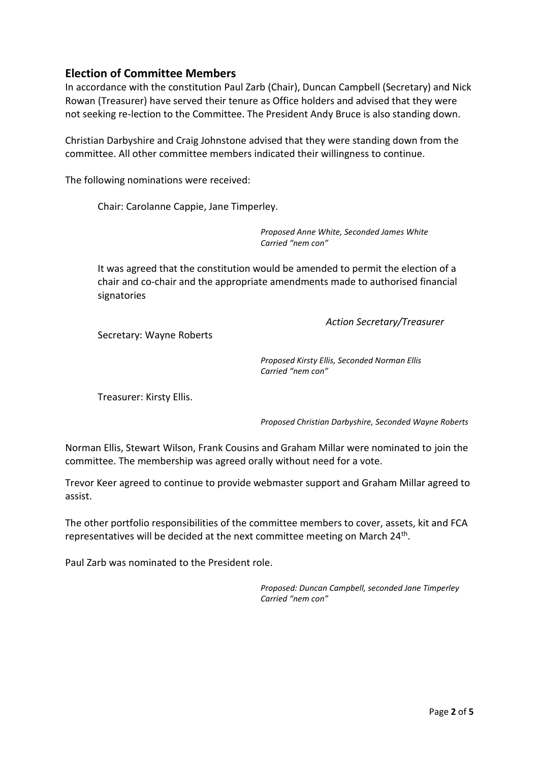## Election of Committee Members

In accordance with the constitution Paul Zarb (Chair), Duncan Campbell (Secretary) and Nick Rowan (Treasurer) have served their tenure as Office holders and advised that they were not seeking re-lection to the Committee. The President Andy Bruce is also standing down.

Christian Darbyshire and Craig Johnstone advised that they were standing down from the committee. All other committee members indicated their willingness to continue.

The following nominations were received:

Chair: Carolanne Cappie, Jane Timperley.

*Proposed Anne White, Seconded James White*
*Carried "nem con"*

It was agreed that the constitution would be amended to permit the election of a chair and co-chair and the appropriate amendments made to authorised financial signatories

*Action Secretary/Treasurer*

Secretary: Wayne Roberts

*Proposed Kirsty Ellis, Seconded Norman Ellis*
*Carried "nem con"*

Treasurer: Kirsty Ellis.

*Proposed Christian Darbyshire, Seconded Wayne Roberts*

Norman Ellis, Stewart Wilson, Frank Cousins and Graham Millar were nominated to join the committee. The membership was agreed orally without need for a vote.

Trevor Keer agreed to continue to provide webmaster support and Graham Millar agreed to assist.

The other portfolio responsibilities of the committee members to cover, assets, kit and FCA representatives will be decided at the next committee meeting on March 24th.

Paul Zarb was nominated to the President role.

*Proposed: Duncan Campbell, seconded Jane Timperley*
*Carried "nem con"*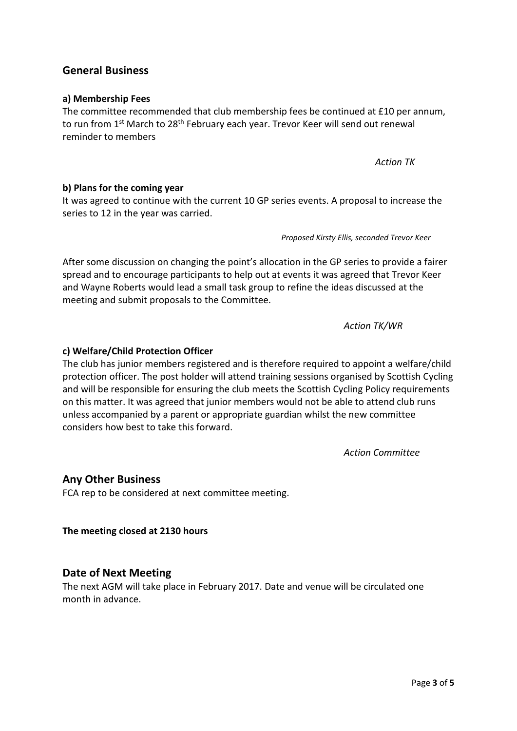## General Business

### a) Membership Fees

The committee recommended that club membership fees be continued at £10 per annum, to run from 1st March to 28th February each year. Trevor Keer will send out renewal reminder to members

*Action TK*

### b) Plans for the coming year

It was agreed to continue with the current 10 GP series events. A proposal to increase the series to 12 in the year was carried.

*Proposed Kirsty Ellis, seconded Trevor Keer*

After some discussion on changing the point's allocation in the GP series to provide a fairer spread and to encourage participants to help out at events it was agreed that Trevor Keer and Wayne Roberts would lead a small task group to refine the ideas discussed at the meeting and submit proposals to the Committee.

*Action TK/WR*

### c) Welfare/Child Protection Officer

The club has junior members registered and is therefore required to appoint a welfare/child protection officer. The post holder will attend training sessions organised by Scottish Cycling and will be responsible for ensuring the club meets the Scottish Cycling Policy requirements on this matter. It was agreed that junior members would not be able to attend club runs unless accompanied by a parent or appropriate guardian whilst the new committee considers how best to take this forward.

*Action Committee*

## Any Other Business

FCA rep to be considered at next committee meeting.

**The meeting closed at 2130 hours**

## Date of Next Meeting

The next AGM will take place in February 2017. Date and venue will be circulated one month in advance.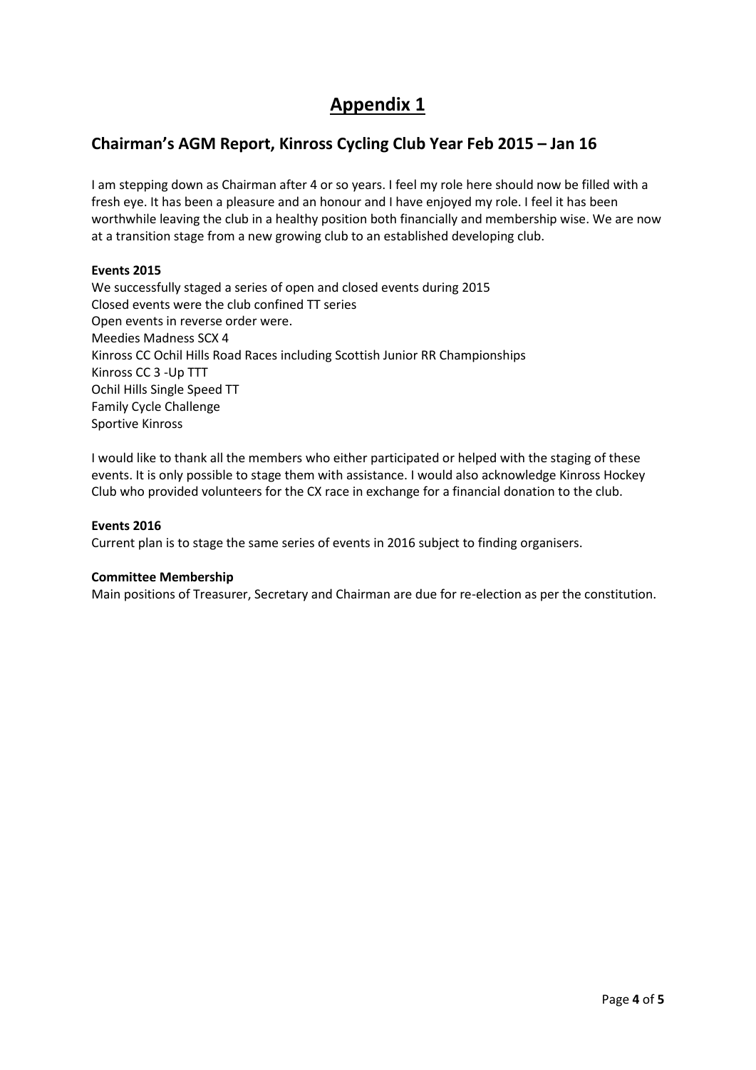# Appendix 1

## Chairman's AGM Report, Kinross Cycling Club Year Feb 2015 – Jan 16

I am stepping down as Chairman after 4 or so years. I feel my role here should now be filled with a fresh eye. It has been a pleasure and an honour and I have enjoyed my role. I feel it has been worthwhile leaving the club in a healthy position both financially and membership wise. We are now at a transition stage from a new growing club to an established developing club.

**Events 2015**

We successfully staged a series of open and closed events during 2015
Closed events were the club confined TT series
Open events in reverse order were.
Meedies Madness SCX 4
Kinross CC Ochil Hills Road Races including Scottish Junior RR Championships
Kinross CC 3 -Up TTT
Ochil Hills Single Speed TT
Family Cycle Challenge
Sportive Kinross

I would like to thank all the members who either participated or helped with the staging of these events. It is only possible to stage them with assistance. I would also acknowledge Kinross Hockey Club who provided volunteers for the CX race in exchange for a financial donation to the club.

**Events 2016**

Current plan is to stage the same series of events in 2016 subject to finding organisers.

**Committee Membership**

Main positions of Treasurer, Secretary and Chairman are due for re-election as per the constitution.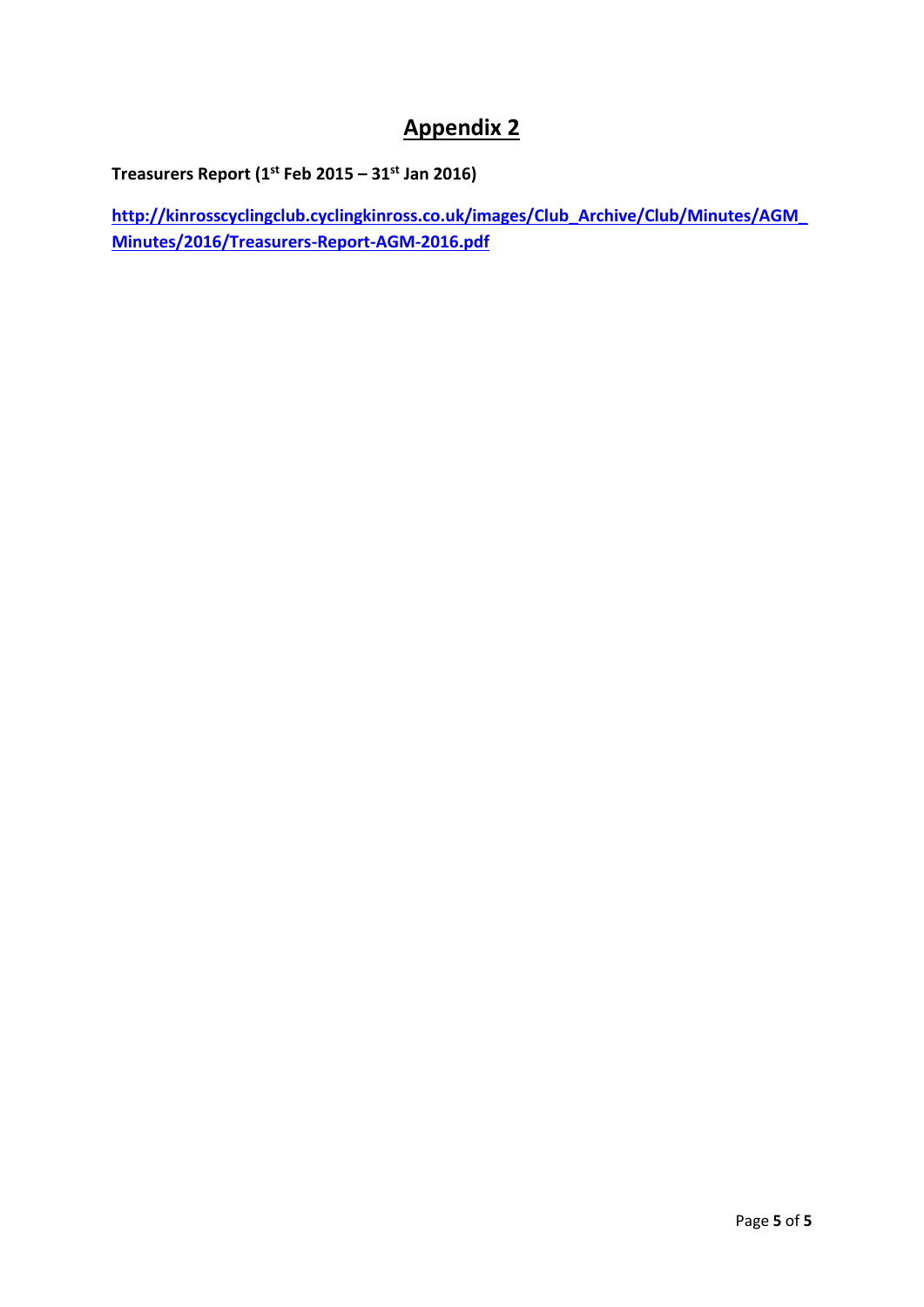# Appendix 2

**Treasurers Report (1st Feb 2015 – 31st Jan 2016)**

[http://kinrosscyclingclub.cyclingkinross.co.uk/images/Club_Archive/Club/Minutes/AGM_Minutes/2016/Treasurers-Report-AGM-2016.pdf](http://kinrosscyclingclub.cyclingkinross.co.uk/images/Club_Archive/Club/Minutes/AGM_Minutes/2016/Treasurers-Report-AGM-2016.pdf)